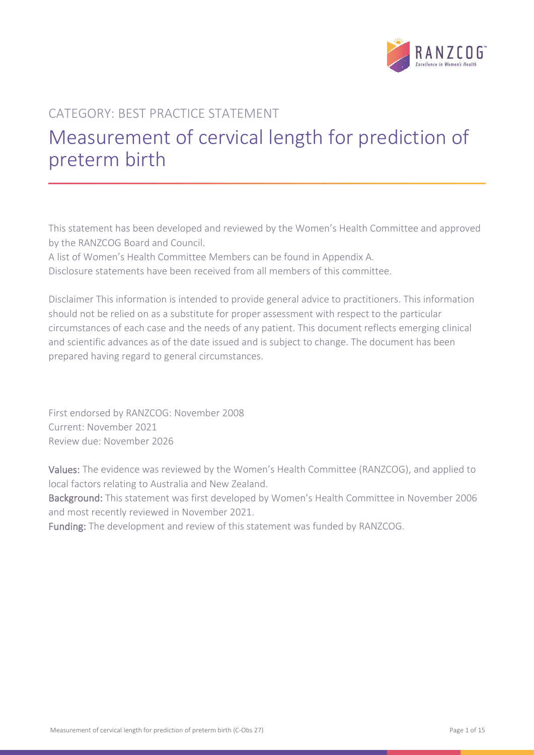CATEGORY: BEST PRACTICE STATEMENT

# Measurement of cervical length for prediction of preterm birth

This statement has been developed and reviewed by the Women's Health Committee and approved by the RANZCOG Board and Council.
A list of Women's Health Committee Members can be found in Appendix A.
Disclosure statements have been received from all members of this committee.

Disclaimer This information is intended to provide general advice to practitioners. This information should not be relied on as a substitute for proper assessment with respect to the particular circumstances of each case and the needs of any patient. This document reflects emerging clinical and scientific advances as of the date issued and is subject to change. The document has been prepared having regard to general circumstances.

First endorsed by RANZCOG: November 2008
Current: November 2021
Review due: November 2026

**Values:** The evidence was reviewed by the Women's Health Committee (RANZCOG), and applied to local factors relating to Australia and New Zealand.
**Background:** This statement was first developed by Women's Health Committee in November 2006 and most recently reviewed in November 2021.
**Funding:** The development and review of this statement was funded by RANZCOG.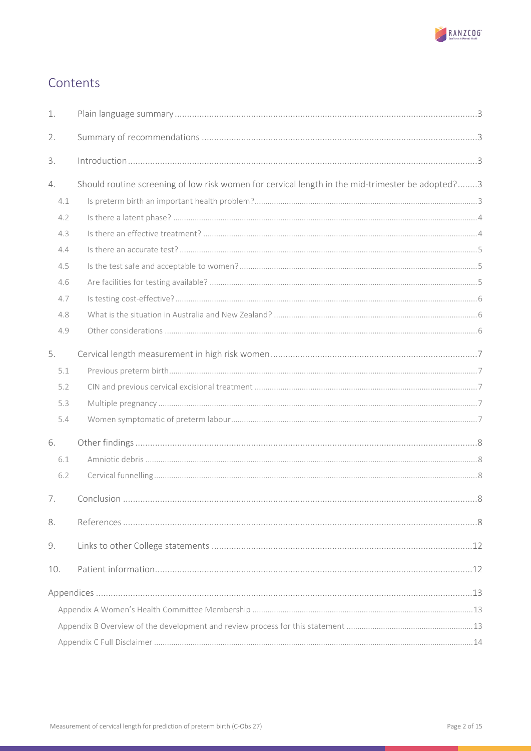## Contents

1. Plain language summary .....3
2. Summary of recommendations .....3
3. Introduction .....3
4. Should routine screening of low risk women for cervical length in the mid-trimester be adopted? .....3
   - 4.1 Is preterm birth an important health problem? .....3
   - 4.2 Is there a latent phase? .....4
   - 4.3 Is there an effective treatment? .....4
   - 4.4 Is there an accurate test? .....5
   - 4.5 Is the test safe and acceptable to women? .....5
   - 4.6 Are facilities for testing available? .....5
   - 4.7 Is testing cost-effective? .....6
   - 4.8 What is the situation in Australia and New Zealand? .....6
   - 4.9 Other considerations .....6
5. Cervical length measurement in high risk women .....7
   - 5.1 Previous preterm birth .....7
   - 5.2 CIN and previous cervical excisional treatment .....7
   - 5.3 Multiple pregnancy .....7
   - 5.4 Women symptomatic of preterm labour .....7
6. Other findings .....8
   - 6.1 Amniotic debris .....8
   - 6.2 Cervical funnelling .....8
7. Conclusion .....8
8. References .....8
9. Links to other College statements .....12
10. Patient information .....12

Appendices .....13
- Appendix A Women's Health Committee Membership .....13
- Appendix B Overview of the development and review process for this statement .....13
- Appendix C Full Disclaimer .....14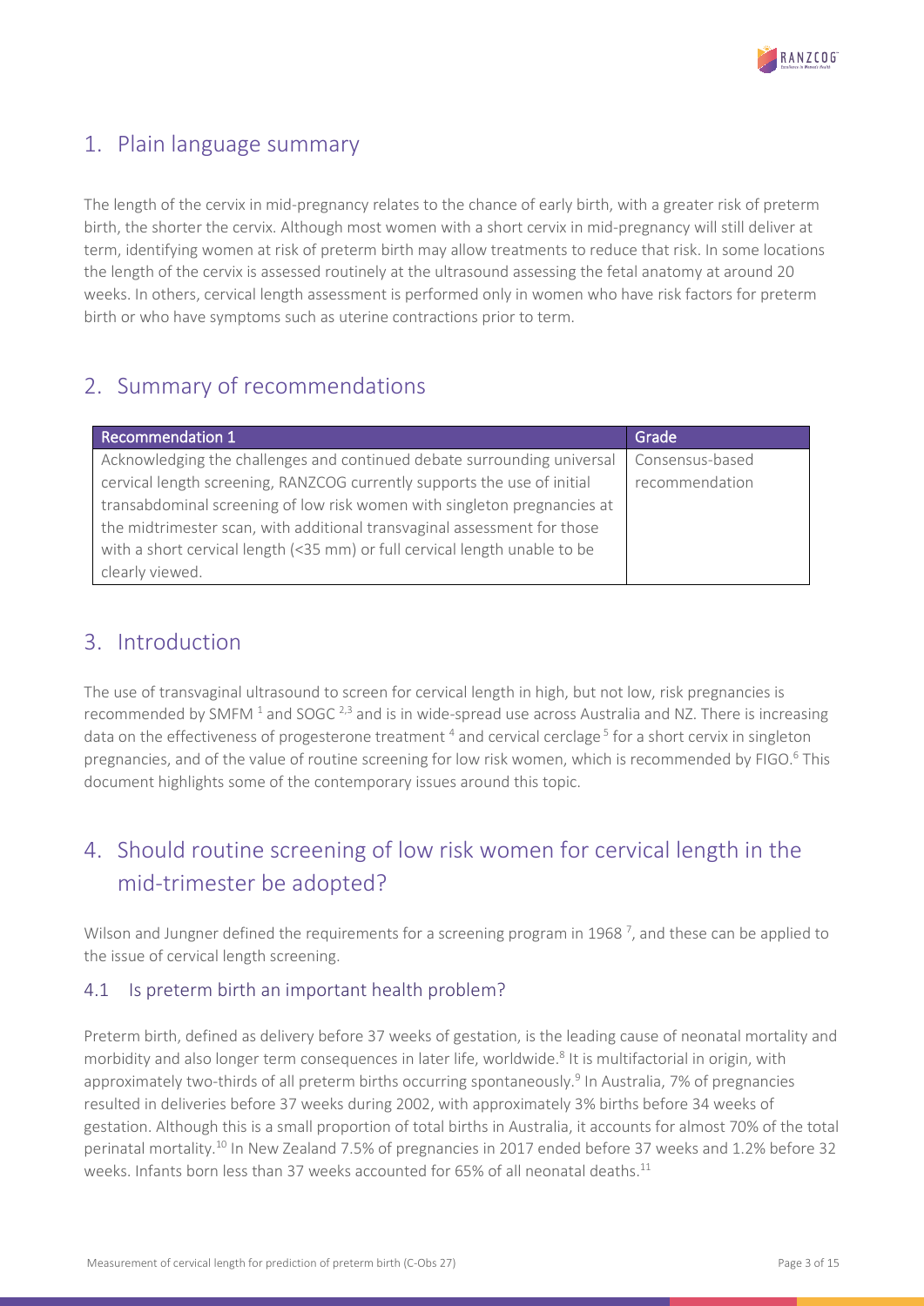## 1. Plain language summary

The length of the cervix in mid-pregnancy relates to the chance of early birth, with a greater risk of preterm birth, the shorter the cervix. Although most women with a short cervix in mid-pregnancy will still deliver at term, identifying women at risk of preterm birth may allow treatments to reduce that risk. In some locations the length of the cervix is assessed routinely at the ultrasound assessing the fetal anatomy at around 20 weeks. In others, cervical length assessment is performed only in women who have risk factors for preterm birth or who have symptoms such as uterine contractions prior to term.

## 2. Summary of recommendations

| Recommendation 1 | Grade |
| --- | --- |
| Acknowledging the challenges and continued debate surrounding universal cervical length screening, RANZCOG currently supports the use of initial transabdominal screening of low risk women with singleton pregnancies at the midtrimester scan, with additional transvaginal assessment for those with a short cervical length (<35 mm) or full cervical length unable to be clearly viewed. | Consensus-based recommendation |

## 3. Introduction

The use of transvaginal ultrasound to screen for cervical length in high, but not low, risk pregnancies is recommended by SMFM [1] and SOGC [2,3] and is in wide-spread use across Australia and NZ. There is increasing data on the effectiveness of progesterone treatment [4] and cervical cerclage [5] for a short cervix in singleton pregnancies, and of the value of routine screening for low risk women, which is recommended by FIGO.[6] This document highlights some of the contemporary issues around this topic.

## 4. Should routine screening of low risk women for cervical length in the mid-trimester be adopted?

Wilson and Jungner defined the requirements for a screening program in 1968 [7], and these can be applied to the issue of cervical length screening.

### 4.1 Is preterm birth an important health problem?

Preterm birth, defined as delivery before 37 weeks of gestation, is the leading cause of neonatal mortality and morbidity and also longer term consequences in later life, worldwide.[8] It is multifactorial in origin, with approximately two-thirds of all preterm births occurring spontaneously.[9] In Australia, 7% of pregnancies resulted in deliveries before 37 weeks during 2002, with approximately 3% births before 34 weeks of gestation. Although this is a small proportion of total births in Australia, it accounts for almost 70% of the total perinatal mortality.[10] In New Zealand 7.5% of pregnancies in 2017 ended before 37 weeks and 1.2% before 32 weeks. Infants born less than 37 weeks accounted for 65% of all neonatal deaths.[11]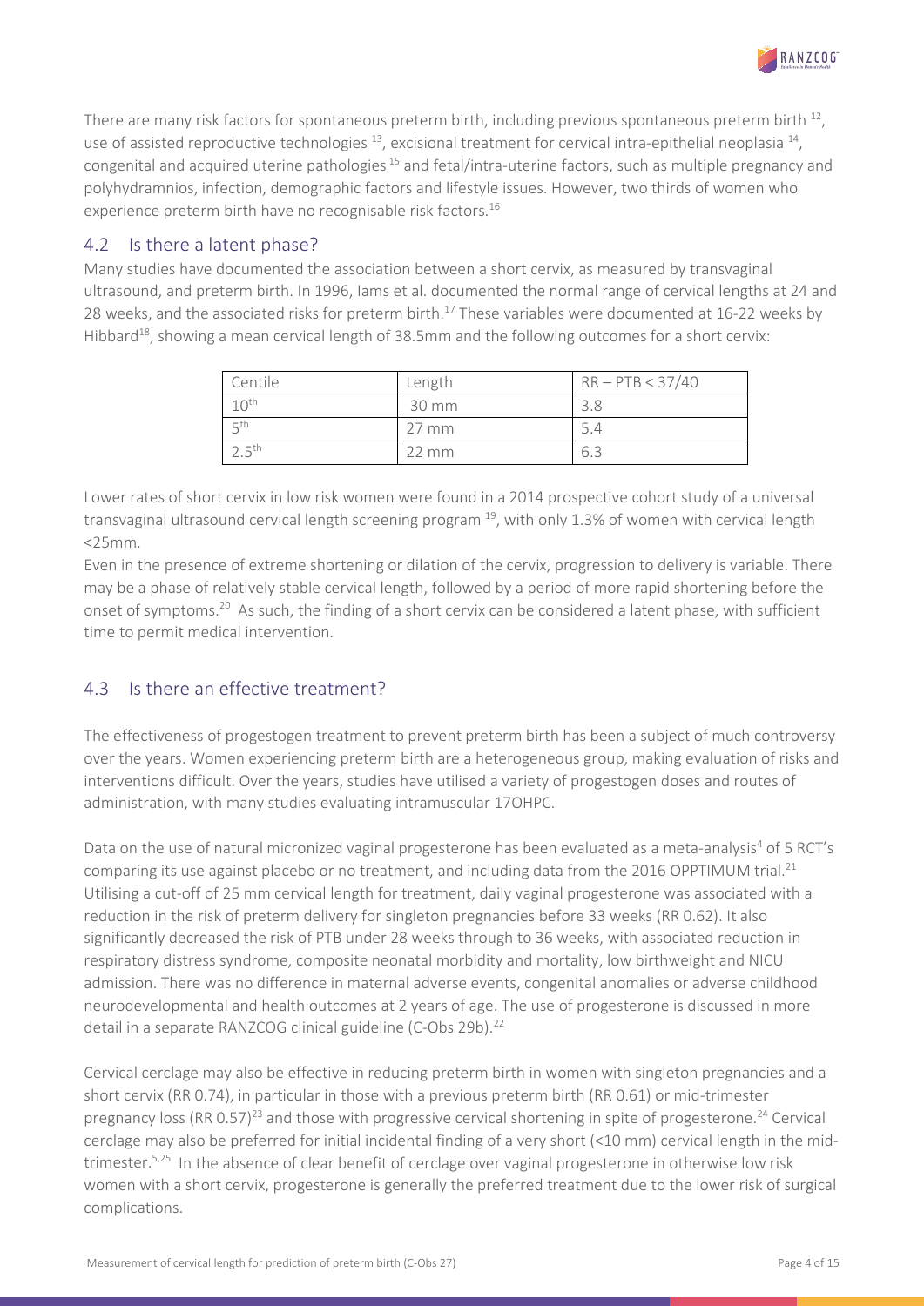There are many risk factors for spontaneous preterm birth, including previous spontaneous preterm birth [12], use of assisted reproductive technologies [13], excisional treatment for cervical intra-epithelial neoplasia [14], congenital and acquired uterine pathologies [15] and fetal/intra-uterine factors, such as multiple pregnancy and polyhydramnios, infection, demographic factors and lifestyle issues. However, two thirds of women who experience preterm birth have no recognisable risk factors.[16]

## 4.2 Is there a latent phase?

Many studies have documented the association between a short cervix, as measured by transvaginal ultrasound, and preterm birth. In 1996, Iams et al. documented the normal range of cervical lengths at 24 and 28 weeks, and the associated risks for preterm birth.[17] These variables were documented at 16-22 weeks by Hibbard[18], showing a mean cervical length of 38.5mm and the following outcomes for a short cervix:

| Centile | Length | RR – PTB < 37/40 |
|---|---|---|
| $10^{th}$ | 30 mm | 3.8 |
| $5^{th}$ | 27 mm | 5.4 |
| $2.5^{th}$ | 22 mm | 6.3 |

Lower rates of short cervix in low risk women were found in a 2014 prospective cohort study of a universal transvaginal ultrasound cervical length screening program [19], with only 1.3% of women with cervical length <25mm.

Even in the presence of extreme shortening or dilation of the cervix, progression to delivery is variable. There may be a phase of relatively stable cervical length, followed by a period of more rapid shortening before the onset of symptoms.[20] As such, the finding of a short cervix can be considered a latent phase, with sufficient time to permit medical intervention.

## 4.3 Is there an effective treatment?

The effectiveness of progestogen treatment to prevent preterm birth has been a subject of much controversy over the years. Women experiencing preterm birth are a heterogeneous group, making evaluation of risks and interventions difficult. Over the years, studies have utilised a variety of progestogen doses and routes of administration, with many studies evaluating intramuscular 17OHPC.

Data on the use of natural micronized vaginal progesterone has been evaluated as a meta-analysis[4] of 5 RCT's comparing its use against placebo or no treatment, and including data from the 2016 OPPTIMUM trial.[21] Utilising a cut-off of 25 mm cervical length for treatment, daily vaginal progesterone was associated with a reduction in the risk of preterm delivery for singleton pregnancies before 33 weeks (RR 0.62). It also significantly decreased the risk of PTB under 28 weeks through to 36 weeks, with associated reduction in respiratory distress syndrome, composite neonatal morbidity and mortality, low birthweight and NICU admission. There was no difference in maternal adverse events, congenital anomalies or adverse childhood neurodevelopmental and health outcomes at 2 years of age. The use of progesterone is discussed in more detail in a separate RANZCOG clinical guideline (C-Obs 29b).[22]

Cervical cerclage may also be effective in reducing preterm birth in women with singleton pregnancies and a short cervix (RR 0.74), in particular in those with a previous preterm birth (RR 0.61) or mid-trimester pregnancy loss (RR 0.57)[23] and those with progressive cervical shortening in spite of progesterone.[24] Cervical cerclage may also be preferred for initial incidental finding of a very short (<10 mm) cervical length in the mid-trimester.[5,25] In the absence of clear benefit of cerclage over vaginal progesterone in otherwise low risk women with a short cervix, progesterone is generally the preferred treatment due to the lower risk of surgical complications.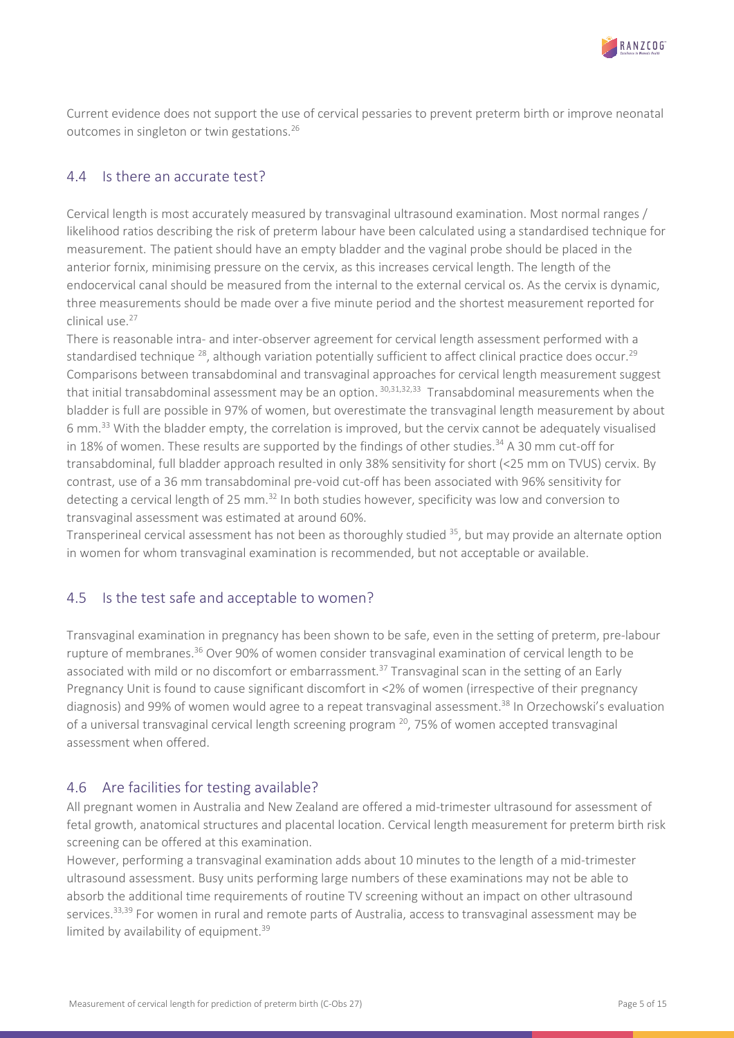Current evidence does not support the use of cervical pessaries to prevent preterm birth or improve neonatal outcomes in singleton or twin gestations.[26]

## 4.4 Is there an accurate test?

Cervical length is most accurately measured by transvaginal ultrasound examination. Most normal ranges / likelihood ratios describing the risk of preterm labour have been calculated using a standardised technique for measurement. The patient should have an empty bladder and the vaginal probe should be placed in the anterior fornix, minimising pressure on the cervix, as this increases cervical length. The length of the endocervical canal should be measured from the internal to the external cervical os. As the cervix is dynamic, three measurements should be made over a five minute period and the shortest measurement reported for clinical use.[27]

There is reasonable intra- and inter-observer agreement for cervical length assessment performed with a standardised technique [28], although variation potentially sufficient to affect clinical practice does occur.[29] Comparisons between transabdominal and transvaginal approaches for cervical length measurement suggest that initial transabdominal assessment may be an option. [30,31,32,33] Transabdominal measurements when the bladder is full are possible in 97% of women, but overestimate the transvaginal length measurement by about 6 mm.[33] With the bladder empty, the correlation is improved, but the cervix cannot be adequately visualised in 18% of women. These results are supported by the findings of other studies.[34] A 30 mm cut-off for transabdominal, full bladder approach resulted in only 38% sensitivity for short (<25 mm on TVUS) cervix. By contrast, use of a 36 mm transabdominal pre-void cut-off has been associated with 96% sensitivity for detecting a cervical length of 25 mm.[32] In both studies however, specificity was low and conversion to transvaginal assessment was estimated at around 60%.

Transperineal cervical assessment has not been as thoroughly studied [35], but may provide an alternate option in women for whom transvaginal examination is recommended, but not acceptable or available.

## 4.5 Is the test safe and acceptable to women?

Transvaginal examination in pregnancy has been shown to be safe, even in the setting of preterm, pre-labour rupture of membranes.[36] Over 90% of women consider transvaginal examination of cervical length to be associated with mild or no discomfort or embarrassment.[37] Transvaginal scan in the setting of an Early Pregnancy Unit is found to cause significant discomfort in <2% of women (irrespective of their pregnancy diagnosis) and 99% of women would agree to a repeat transvaginal assessment.[38] In Orzechowski's evaluation of a universal transvaginal cervical length screening program [20], 75% of women accepted transvaginal assessment when offered.

## 4.6 Are facilities for testing available?

All pregnant women in Australia and New Zealand are offered a mid-trimester ultrasound for assessment of fetal growth, anatomical structures and placental location. Cervical length measurement for preterm birth risk screening can be offered at this examination.

However, performing a transvaginal examination adds about 10 minutes to the length of a mid-trimester ultrasound assessment. Busy units performing large numbers of these examinations may not be able to absorb the additional time requirements of routine TV screening without an impact on other ultrasound services.[33,39] For women in rural and remote parts of Australia, access to transvaginal assessment may be limited by availability of equipment.[39]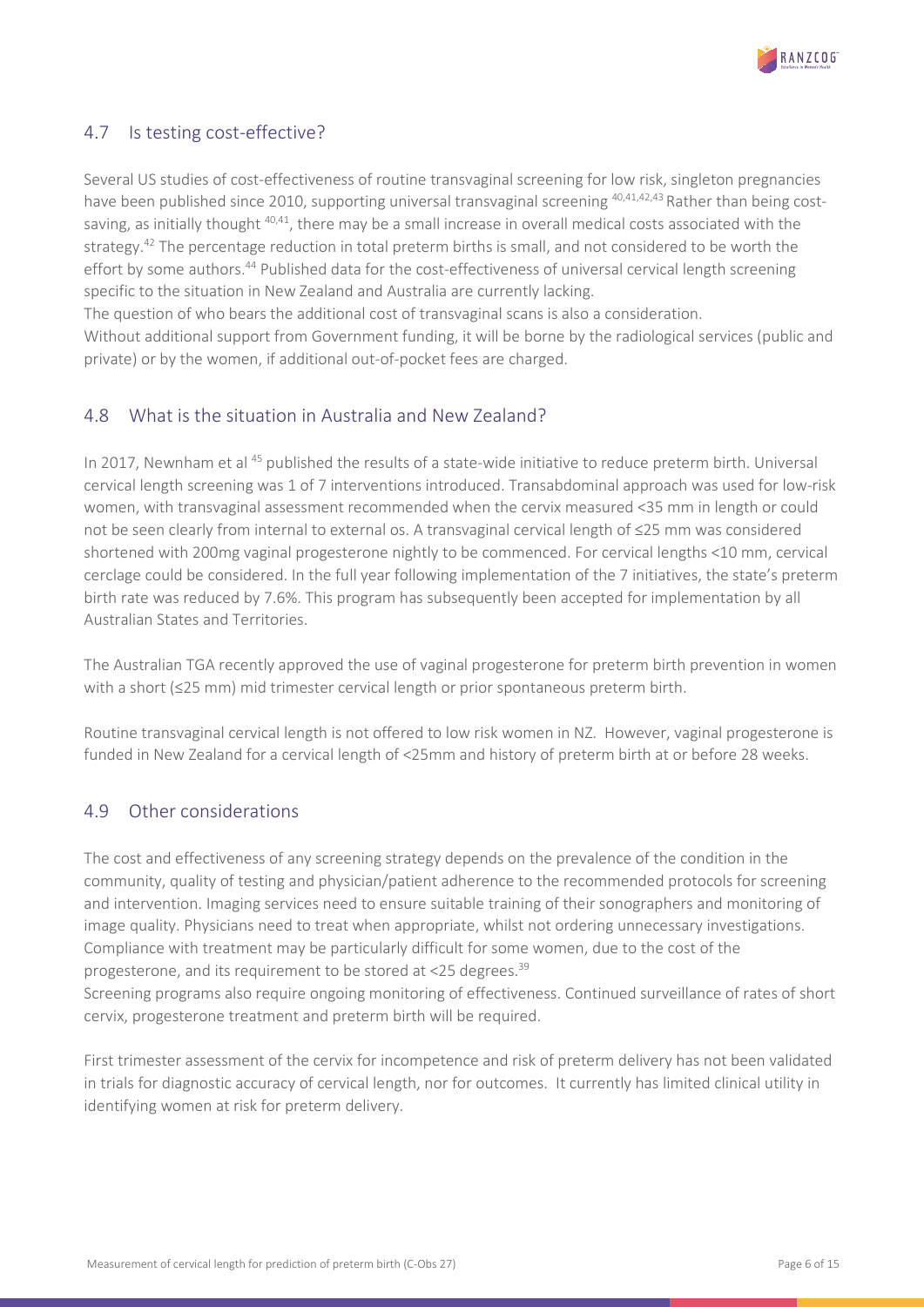## 4.7 Is testing cost-effective?

Several US studies of cost-effectiveness of routine transvaginal screening for low risk, singleton pregnancies have been published since 2010, supporting universal transvaginal screening [40,41,42,43] Rather than being cost-saving, as initially thought [40,41], there may be a small increase in overall medical costs associated with the strategy.[42] The percentage reduction in total preterm births is small, and not considered to be worth the effort by some authors.[44] Published data for the cost-effectiveness of universal cervical length screening specific to the situation in New Zealand and Australia are currently lacking.

The question of who bears the additional cost of transvaginal scans is also a consideration.

Without additional support from Government funding, it will be borne by the radiological services (public and private) or by the women, if additional out-of-pocket fees are charged.

## 4.8 What is the situation in Australia and New Zealand?

In 2017, Newnham et al [45] published the results of a state-wide initiative to reduce preterm birth. Universal cervical length screening was 1 of 7 interventions introduced. Transabdominal approach was used for low-risk women, with transvaginal assessment recommended when the cervix measured <35 mm in length or could not be seen clearly from internal to external os. A transvaginal cervical length of ≤25 mm was considered shortened with 200mg vaginal progesterone nightly to be commenced. For cervical lengths <10 mm, cervical cerclage could be considered. In the full year following implementation of the 7 initiatives, the state's preterm birth rate was reduced by 7.6%. This program has subsequently been accepted for implementation by all Australian States and Territories.

The Australian TGA recently approved the use of vaginal progesterone for preterm birth prevention in women with a short (≤25 mm) mid trimester cervical length or prior spontaneous preterm birth.

Routine transvaginal cervical length is not offered to low risk women in NZ. However, vaginal progesterone is funded in New Zealand for a cervical length of <25mm and history of preterm birth at or before 28 weeks.

## 4.9 Other considerations

The cost and effectiveness of any screening strategy depends on the prevalence of the condition in the community, quality of testing and physician/patient adherence to the recommended protocols for screening and intervention. Imaging services need to ensure suitable training of their sonographers and monitoring of image quality. Physicians need to treat when appropriate, whilst not ordering unnecessary investigations. Compliance with treatment may be particularly difficult for some women, due to the cost of the progesterone, and its requirement to be stored at <25 degrees.[39]

Screening programs also require ongoing monitoring of effectiveness. Continued surveillance of rates of short cervix, progesterone treatment and preterm birth will be required.

First trimester assessment of the cervix for incompetence and risk of preterm delivery has not been validated in trials for diagnostic accuracy of cervical length, nor for outcomes. It currently has limited clinical utility in identifying women at risk for preterm delivery.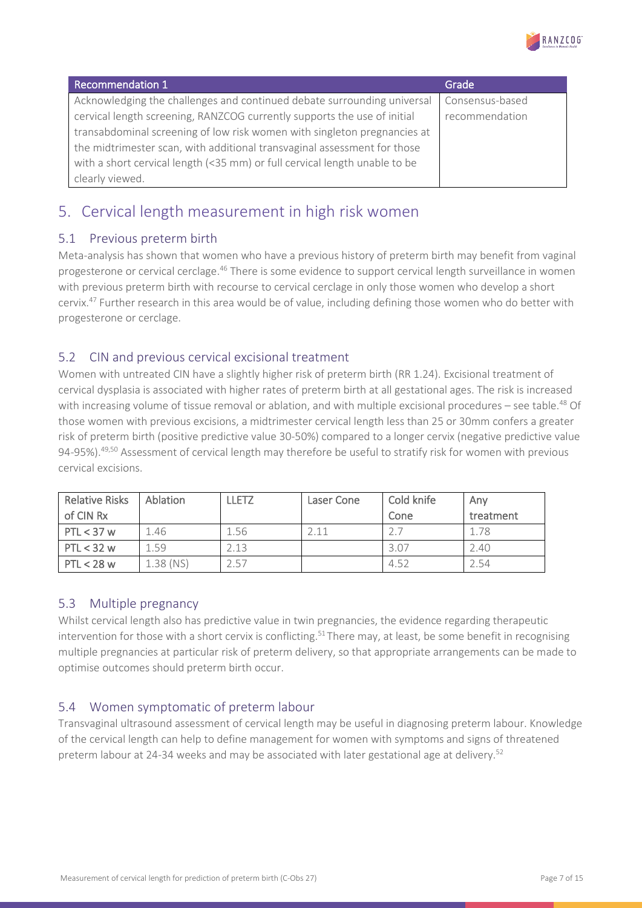| Recommendation 1 | Grade |
|---|---|
| Acknowledging the challenges and continued debate surrounding universal cervical length screening, RANZCOG currently supports the use of initial transabdominal screening of low risk women with singleton pregnancies at the midtrimester scan, with additional transvaginal assessment for those with a short cervical length (<35 mm) or full cervical length unable to be clearly viewed. | Consensus-based recommendation |

## 5. Cervical length measurement in high risk women

### 5.1 Previous preterm birth

Meta-analysis has shown that women who have a previous history of preterm birth may benefit from vaginal progesterone or cervical cerclage.[46] There is some evidence to support cervical length surveillance in women with previous preterm birth with recourse to cervical cerclage in only those women who develop a short cervix.[47] Further research in this area would be of value, including defining those women who do better with progesterone or cerclage.

### 5.2 CIN and previous cervical excisional treatment

Women with untreated CIN have a slightly higher risk of preterm birth (RR 1.24). Excisional treatment of cervical dysplasia is associated with higher rates of preterm birth at all gestational ages. The risk is increased with increasing volume of tissue removal or ablation, and with multiple excisional procedures – see table.[48] Of those women with previous excisions, a midtrimester cervical length less than 25 or 30mm confers a greater risk of preterm birth (positive predictive value 30-50%) compared to a longer cervix (negative predictive value 94-95%).[49,50] Assessment of cervical length may therefore be useful to stratify risk for women with previous cervical excisions.

| Relative Risks of CIN Rx | Ablation | LLETZ | Laser Cone | Cold knife Cone | Any treatment |
|---|---|---|---|---|---|
| PTL < 37 w | 1.46 | 1.56 | 2.11 | 2.7 | 1.78 |
| PTL < 32 w | 1.59 | 2.13 | | 3.07 | 2.40 |
| PTL < 28 w | 1.38 (NS) | 2.57 | | 4.52 | 2.54 |

### 5.3 Multiple pregnancy

Whilst cervical length also has predictive value in twin pregnancies, the evidence regarding therapeutic intervention for those with a short cervix is conflicting.[51] There may, at least, be some benefit in recognising multiple pregnancies at particular risk of preterm delivery, so that appropriate arrangements can be made to optimise outcomes should preterm birth occur.

### 5.4 Women symptomatic of preterm labour

Transvaginal ultrasound assessment of cervical length may be useful in diagnosing preterm labour. Knowledge of the cervical length can help to define management for women with symptoms and signs of threatened preterm labour at 24-34 weeks and may be associated with later gestational age at delivery.[52]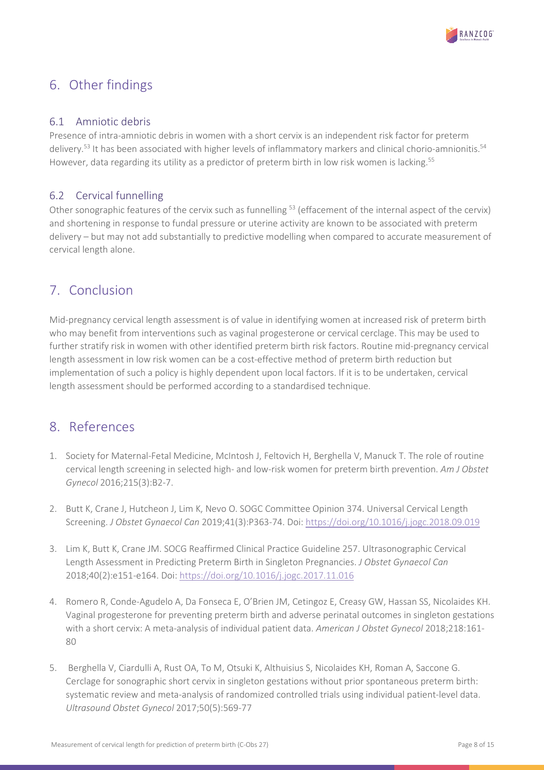# 6. Other findings

## 6.1 Amniotic debris

Presence of intra-amniotic debris in women with a short cervix is an independent risk factor for preterm delivery.[53] It has been associated with higher levels of inflammatory markers and clinical chorio-amnionitis.[54] However, data regarding its utility as a predictor of preterm birth in low risk women is lacking.[55]

## 6.2 Cervical funnelling

Other sonographic features of the cervix such as funnelling [53] (effacement of the internal aspect of the cervix) and shortening in response to fundal pressure or uterine activity are known to be associated with preterm delivery – but may not add substantially to predictive modelling when compared to accurate measurement of cervical length alone.

# 7. Conclusion

Mid-pregnancy cervical length assessment is of value in identifying women at increased risk of preterm birth who may benefit from interventions such as vaginal progesterone or cervical cerclage. This may be used to further stratify risk in women with other identified preterm birth risk factors. Routine mid-pregnancy cervical length assessment in low risk women can be a cost-effective method of preterm birth reduction but implementation of such a policy is highly dependent upon local factors. If it is to be undertaken, cervical length assessment should be performed according to a standardised technique.

# 8. References

1. Society for Maternal-Fetal Medicine, McIntosh J, Feltovich H, Berghella V, Manuck T. The role of routine cervical length screening in selected high- and low-risk women for preterm birth prevention. *Am J Obstet Gynecol* 2016;215(3):B2-7.

2. Butt K, Crane J, Hutcheon J, Lim K, Nevo O. SOGC Committee Opinion 374. Universal Cervical Length Screening. *J Obstet Gynaecol Can* 2019;41(3):P363-74. Doi: https://doi.org/10.1016/j.jogc.2018.09.019

3. Lim K, Butt K, Crane JM. SOCG Reaffirmed Clinical Practice Guideline 257. Ultrasonographic Cervical Length Assessment in Predicting Preterm Birth in Singleton Pregnancies. *J Obstet Gynaecol Can* 2018;40(2):e151-e164. Doi: https://doi.org/10.1016/j.jogc.2017.11.016

4. Romero R, Conde-Agudelo A, Da Fonseca E, O'Brien JM, Cetingoz E, Creasy GW, Hassan SS, Nicolaides KH. Vaginal progesterone for preventing preterm birth and adverse perinatal outcomes in singleton gestations with a short cervix: A meta-analysis of individual patient data. *American J Obstet Gynecol* 2018;218:161-80

5. Berghella V, Ciardulli A, Rust OA, To M, Otsuki K, Althuisius S, Nicolaides KH, Roman A, Saccone G. Cerclage for sonographic short cervix in singleton gestations without prior spontaneous preterm birth: systematic review and meta-analysis of randomized controlled trials using individual patient-level data. *Ultrasound Obstet Gynecol* 2017;50(5):569-77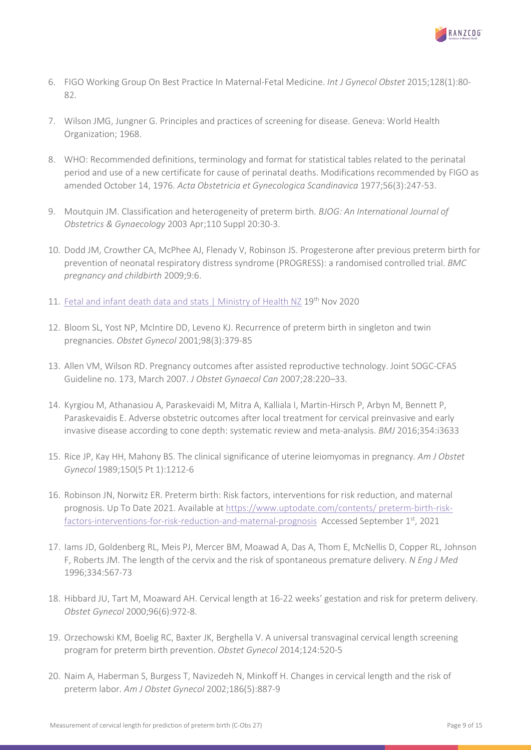6. FIGO Working Group On Best Practice In Maternal-Fetal Medicine. *Int J Gynecol Obstet* 2015;128(1):80-82.

7. Wilson JMG, Jungner G. Principles and practices of screening for disease. Geneva: World Health Organization; 1968.

8. WHO: Recommended definitions, terminology and format for statistical tables related to the perinatal period and use of a new certificate for cause of perinatal deaths. Modifications recommended by FIGO as amended October 14, 1976. *Acta Obstetricia et Gynecologica Scandinavica* 1977;56(3):247-53.

9. Moutquin JM. Classification and heterogeneity of preterm birth. *BJOG: An International Journal of Obstetrics & Gynaecology* 2003 Apr;110 Suppl 20:30-3.

10. Dodd JM, Crowther CA, McPhee AJ, Flenady V, Robinson JS. Progesterone after previous preterm birth for prevention of neonatal respiratory distress syndrome (PROGRESS): a randomised controlled trial. *BMC pregnancy and childbirth* 2009;9:6.

11. Fetal and infant death data and stats | Ministry of Health NZ 19th Nov 2020

12. Bloom SL, Yost NP, McIntire DD, Leveno KJ. Recurrence of preterm birth in singleton and twin pregnancies. *Obstet Gynecol* 2001;98(3):379-85

13. Allen VM, Wilson RD. Pregnancy outcomes after assisted reproductive technology. Joint SOGC-CFAS Guideline no. 173, March 2007. *J Obstet Gynaecol Can* 2007;28:220–33.

14. Kyrgiou M, Athanasiou A, Paraskevaidi M, Mitra A, Kalliala I, Martin-Hirsch P, Arbyn M, Bennett P, Paraskevaidis E. Adverse obstetric outcomes after local treatment for cervical preinvasive and early invasive disease according to cone depth: systematic review and meta-analysis. *BMJ* 2016;354:i3633

15. Rice JP, Kay HH, Mahony BS. The clinical significance of uterine leiomyomas in pregnancy. *Am J Obstet Gynecol* 1989;150(5 Pt 1):1212-6

16. Robinson JN, Norwitz ER. Preterm birth: Risk factors, interventions for risk reduction, and maternal prognosis. Up To Date 2021. Available at https://www.uptodate.com/contents/ preterm-birth-risk-factors-interventions-for-risk-reduction-and-maternal-prognosis Accessed September 1st, 2021

17. Iams JD, Goldenberg RL, Meis PJ, Mercer BM, Moawad A, Das A, Thom E, McNellis D, Copper RL, Johnson F, Roberts JM. The length of the cervix and the risk of spontaneous premature delivery. *N Eng J Med* 1996;334:567-73

18. Hibbard JU, Tart M, Moaward AH. Cervical length at 16-22 weeks' gestation and risk for preterm delivery. *Obstet Gynecol* 2000;96(6):972-8.

19. Orzechowski KM, Boelig RC, Baxter JK, Berghella V. A universal transvaginal cervical length screening program for preterm birth prevention. *Obstet Gynecol* 2014;124:520-5

20. Naim A, Haberman S, Burgess T, Navizedeh N, Minkoff H. Changes in cervical length and the risk of preterm labor. *Am J Obstet Gynecol* 2002;186(5):887-9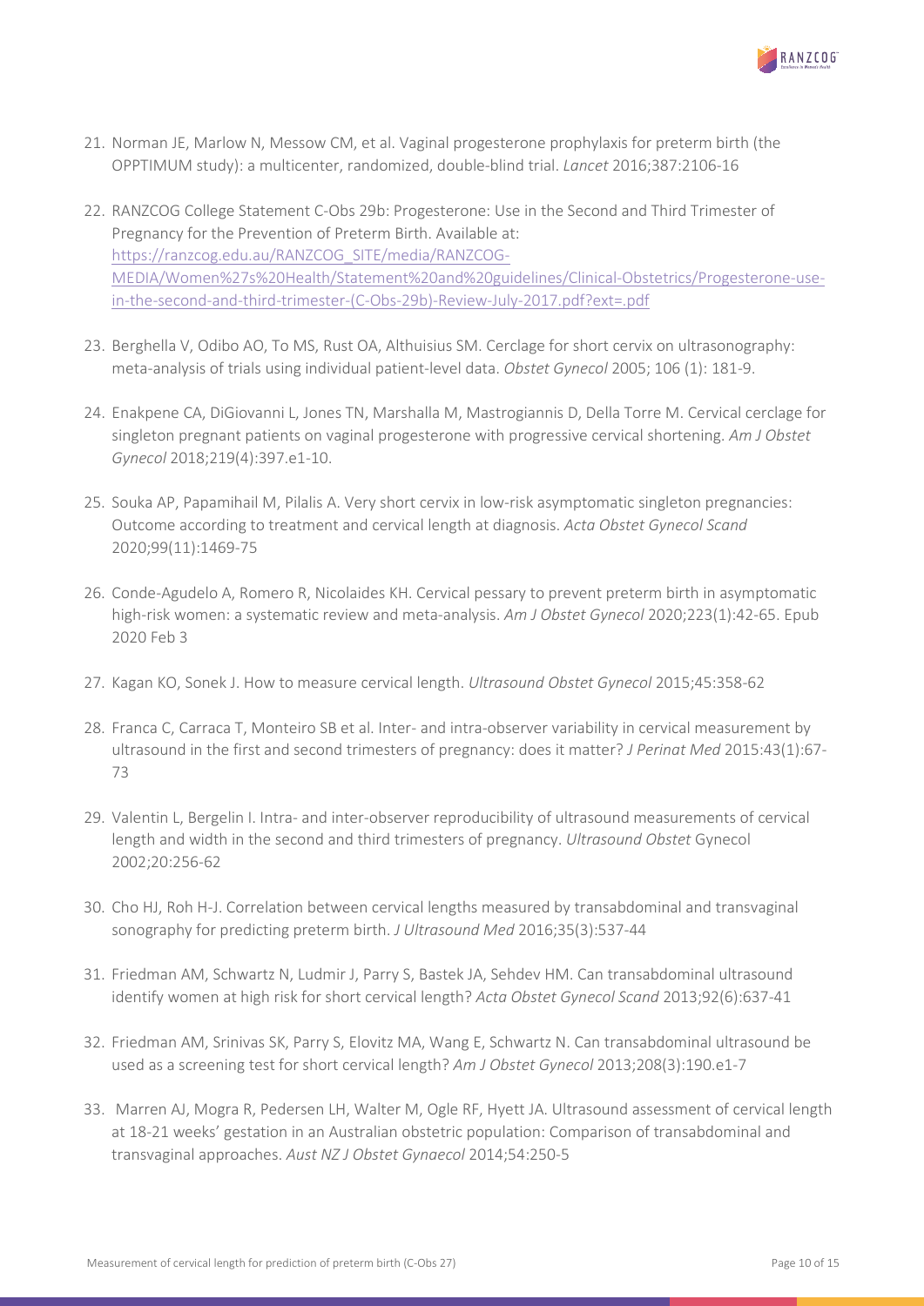21. Norman JE, Marlow N, Messow CM, et al. Vaginal progesterone prophylaxis for preterm birth (the OPPTIMUM study): a multicenter, randomized, double-blind trial. *Lancet* 2016;387:2106-16

22. RANZCOG College Statement C-Obs 29b: Progesterone: Use in the Second and Third Trimester of Pregnancy for the Prevention of Preterm Birth. Available at: [https://ranzcog.edu.au/RANZCOG_SITE/media/RANZCOG-MEDIA/Women%27s%20Health/Statement%20and%20guidelines/Clinical-Obstetrics/Progesterone-use-in-the-second-and-third-trimester-(C-Obs-29b)-Review-July-2017.pdf?ext=.pdf](https://ranzcog.edu.au/RANZCOG_SITE/media/RANZCOG-MEDIA/Women%27s%20Health/Statement%20and%20guidelines/Clinical-Obstetrics/Progesterone-use-in-the-second-and-third-trimester-(C-Obs-29b)-Review-July-2017.pdf?ext=.pdf)

23. Berghella V, Odibo AO, To MS, Rust OA, Althuisius SM. Cerclage for short cervix on ultrasonography: meta-analysis of trials using individual patient-level data. *Obstet Gynecol* 2005; 106 (1): 181-9.

24. Enakpene CA, DiGiovanni L, Jones TN, Marshalla M, Mastrogiannis D, Della Torre M. Cervical cerclage for singleton pregnant patients on vaginal progesterone with progressive cervical shortening. *Am J Obstet Gynecol* 2018;219(4):397.e1-10.

25. Souka AP, Papamihail M, Pilalis A. Very short cervix in low-risk asymptomatic singleton pregnancies: Outcome according to treatment and cervical length at diagnosis. *Acta Obstet Gynecol Scand* 2020;99(11):1469-75

26. Conde-Agudelo A, Romero R, Nicolaides KH. Cervical pessary to prevent preterm birth in asymptomatic high-risk women: a systematic review and meta-analysis. *Am J Obstet Gynecol* 2020;223(1):42-65. Epub 2020 Feb 3

27. Kagan KO, Sonek J. How to measure cervical length. *Ultrasound Obstet Gynecol* 2015;45:358-62

28. Franca C, Carraca T, Monteiro SB et al. Inter- and intra-observer variability in cervical measurement by ultrasound in the first and second trimesters of pregnancy: does it matter? *J Perinat Med* 2015:43(1):67-73

29. Valentin L, Bergelin I. Intra- and inter-observer reproducibility of ultrasound measurements of cervical length and width in the second and third trimesters of pregnancy. *Ultrasound Obstet* Gynecol 2002;20:256-62

30. Cho HJ, Roh H-J. Correlation between cervical lengths measured by transabdominal and transvaginal sonography for predicting preterm birth. *J Ultrasound Med* 2016;35(3):537-44

31. Friedman AM, Schwartz N, Ludmir J, Parry S, Bastek JA, Sehdev HM. Can transabdominal ultrasound identify women at high risk for short cervical length? *Acta Obstet Gynecol Scand* 2013;92(6):637-41

32. Friedman AM, Srinivas SK, Parry S, Elovitz MA, Wang E, Schwartz N. Can transabdominal ultrasound be used as a screening test for short cervical length? *Am J Obstet Gynecol* 2013;208(3):190.e1-7

33. Marren AJ, Mogra R, Pedersen LH, Walter M, Ogle RF, Hyett JA. Ultrasound assessment of cervical length at 18-21 weeks' gestation in an Australian obstetric population: Comparison of transabdominal and transvaginal approaches. *Aust NZ J Obstet Gynaecol* 2014;54:250-5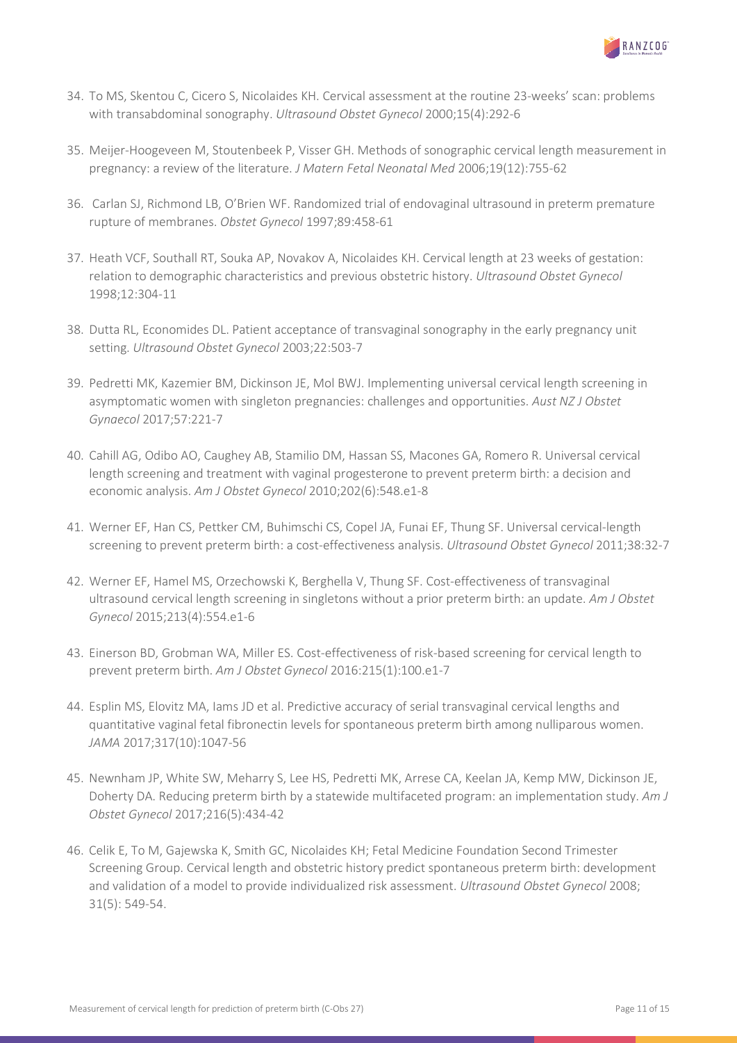34. To MS, Skentou C, Cicero S, Nicolaides KH. Cervical assessment at the routine 23-weeks' scan: problems with transabdominal sonography. *Ultrasound Obstet Gynecol* 2000;15(4):292-6

35. Meijer-Hoogeveen M, Stoutenbeek P, Visser GH. Methods of sonographic cervical length measurement in pregnancy: a review of the literature. *J Matern Fetal Neonatal Med* 2006;19(12):755-62

36. Carlan SJ, Richmond LB, O'Brien WF. Randomized trial of endovaginal ultrasound in preterm premature rupture of membranes. *Obstet Gynecol* 1997;89:458-61

37. Heath VCF, Southall RT, Souka AP, Novakov A, Nicolaides KH. Cervical length at 23 weeks of gestation: relation to demographic characteristics and previous obstetric history. *Ultrasound Obstet Gynecol* 1998;12:304-11

38. Dutta RL, Economides DL. Patient acceptance of transvaginal sonography in the early pregnancy unit setting. *Ultrasound Obstet Gynecol* 2003;22:503-7

39. Pedretti MK, Kazemier BM, Dickinson JE, Mol BWJ. Implementing universal cervical length screening in asymptomatic women with singleton pregnancies: challenges and opportunities. *Aust NZ J Obstet Gynaecol* 2017;57:221-7

40. Cahill AG, Odibo AO, Caughey AB, Stamilio DM, Hassan SS, Macones GA, Romero R. Universal cervical length screening and treatment with vaginal progesterone to prevent preterm birth: a decision and economic analysis. *Am J Obstet Gynecol* 2010;202(6):548.e1-8

41. Werner EF, Han CS, Pettker CM, Buhimschi CS, Copel JA, Funai EF, Thung SF. Universal cervical-length screening to prevent preterm birth: a cost-effectiveness analysis. *Ultrasound Obstet Gynecol* 2011;38:32-7

42. Werner EF, Hamel MS, Orzechowski K, Berghella V, Thung SF. Cost-effectiveness of transvaginal ultrasound cervical length screening in singletons without a prior preterm birth: an update. *Am J Obstet Gynecol* 2015;213(4):554.e1-6

43. Einerson BD, Grobman WA, Miller ES. Cost-effectiveness of risk-based screening for cervical length to prevent preterm birth. *Am J Obstet Gynecol* 2016:215(1):100.e1-7

44. Esplin MS, Elovitz MA, Iams JD et al. Predictive accuracy of serial transvaginal cervical lengths and quantitative vaginal fetal fibronectin levels for spontaneous preterm birth among nulliparous women. *JAMA* 2017;317(10):1047-56

45. Newnham JP, White SW, Meharry S, Lee HS, Pedretti MK, Arrese CA, Keelan JA, Kemp MW, Dickinson JE, Doherty DA. Reducing preterm birth by a statewide multifaceted program: an implementation study. *Am J Obstet Gynecol* 2017;216(5):434-42

46. Celik E, To M, Gajewska K, Smith GC, Nicolaides KH; Fetal Medicine Foundation Second Trimester Screening Group. Cervical length and obstetric history predict spontaneous preterm birth: development and validation of a model to provide individualized risk assessment. *Ultrasound Obstet Gynecol* 2008; 31(5): 549-54.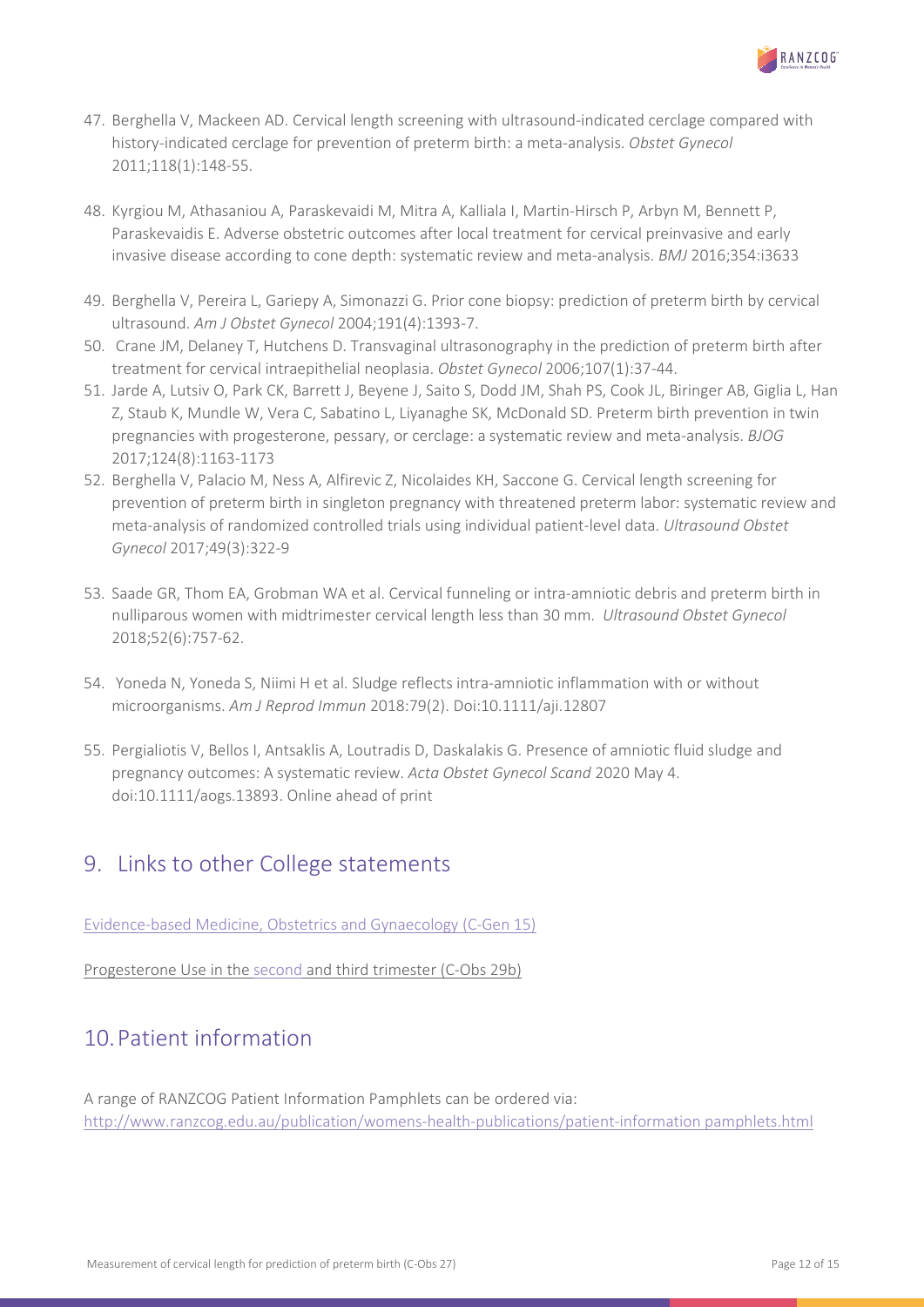47. Berghella V, Mackeen AD. Cervical length screening with ultrasound-indicated cerclage compared with history-indicated cerclage for prevention of preterm birth: a meta-analysis. *Obstet Gynecol* 2011;118(1):148-55.

48. Kyrgiou M, Athasaniou A, Paraskevaidi M, Mitra A, Kalliala I, Martin-Hirsch P, Arbyn M, Bennett P, Paraskevaidis E. Adverse obstetric outcomes after local treatment for cervical preinvasive and early invasive disease according to cone depth: systematic review and meta-analysis. *BMJ* 2016;354:i3633

49. Berghella V, Pereira L, Gariepy A, Simonazzi G. Prior cone biopsy: prediction of preterm birth by cervical ultrasound. *Am J Obstet Gynecol* 2004;191(4):1393-7.

50. Crane JM, Delaney T, Hutchens D. Transvaginal ultrasonography in the prediction of preterm birth after treatment for cervical intraepithelial neoplasia. *Obstet Gynecol* 2006;107(1):37-44.

51. Jarde A, Lutsiv O, Park CK, Barrett J, Beyene J, Saito S, Dodd JM, Shah PS, Cook JL, Biringer AB, Giglia L, Han Z, Staub K, Mundle W, Vera C, Sabatino L, Liyanaghe SK, McDonald SD. Preterm birth prevention in twin pregnancies with progesterone, pessary, or cerclage: a systematic review and meta-analysis. *BJOG* 2017;124(8):1163-1173

52. Berghella V, Palacio M, Ness A, Alfirevic Z, Nicolaides KH, Saccone G. Cervical length screening for prevention of preterm birth in singleton pregnancy with threatened preterm labor: systematic review and meta-analysis of randomized controlled trials using individual patient-level data. *Ultrasound Obstet Gynecol* 2017;49(3):322-9

53. Saade GR, Thom EA, Grobman WA et al. Cervical funneling or intra-amniotic debris and preterm birth in nulliparous women with midtrimester cervical length less than 30 mm. *Ultrasound Obstet Gynecol* 2018;52(6):757-62.

54. Yoneda N, Yoneda S, Niimi H et al. Sludge reflects intra-amniotic inflammation with or without microorganisms. *Am J Reprod Immun* 2018:79(2). Doi:10.1111/aji.12807

55. Pergialiotis V, Bellos I, Antsaklis A, Loutradis D, Daskalakis G. Presence of amniotic fluid sludge and pregnancy outcomes: A systematic review. *Acta Obstet Gynecol Scand* 2020 May 4. doi:10.1111/aogs.13893. Online ahead of print

## 9. Links to other College statements

Evidence-based Medicine, Obstetrics and Gynaecology (C-Gen 15)

Progesterone Use in the second and third trimester (C-Obs 29b)

## 10. Patient information

A range of RANZCOG Patient Information Pamphlets can be ordered via:
http://www.ranzcog.edu.au/publication/womens-health-publications/patient-information pamphlets.html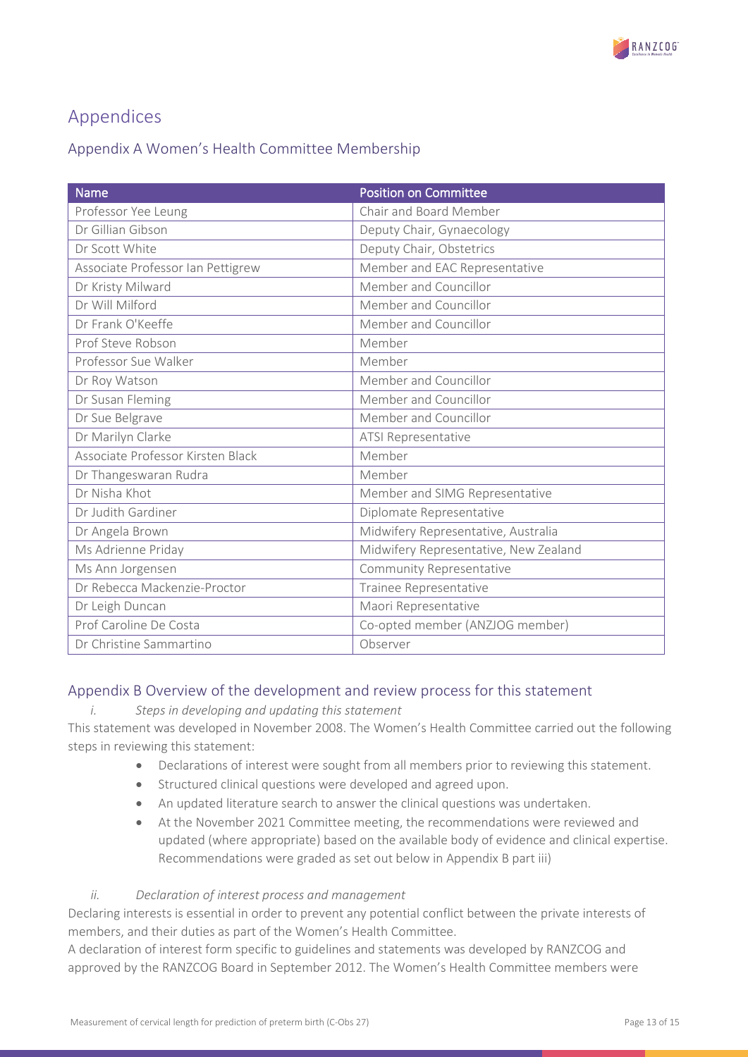# Appendices

## Appendix A Women's Health Committee Membership

| Name | Position on Committee |
| --- | --- |
| Professor Yee Leung | Chair and Board Member |
| Dr Gillian Gibson | Deputy Chair, Gynaecology |
| Dr Scott White | Deputy Chair, Obstetrics |
| Associate Professor Ian Pettigrew | Member and EAC Representative |
| Dr Kristy Milward | Member and Councillor |
| Dr Will Milford | Member and Councillor |
| Dr Frank O'Keeffe | Member and Councillor |
| Prof Steve Robson | Member |
| Professor Sue Walker | Member |
| Dr Roy Watson | Member and Councillor |
| Dr Susan Fleming | Member and Councillor |
| Dr Sue Belgrave | Member and Councillor |
| Dr Marilyn Clarke | ATSI Representative |
| Associate Professor Kirsten Black | Member |
| Dr Thangeswaran Rudra | Member |
| Dr Nisha Khot | Member and SIMG Representative |
| Dr Judith Gardiner | Diplomate Representative |
| Dr Angela Brown | Midwifery Representative, Australia |
| Ms Adrienne Priday | Midwifery Representative, New Zealand |
| Ms Ann Jorgensen | Community Representative |
| Dr Rebecca Mackenzie-Proctor | Trainee Representative |
| Dr Leigh Duncan | Maori Representative |
| Prof Caroline De Costa | Co-opted member (ANZJOG member) |
| Dr Christine Sammartino | Observer |

## Appendix B Overview of the development and review process for this statement

*i. Steps in developing and updating this statement*

This statement was developed in November 2008. The Women's Health Committee carried out the following steps in reviewing this statement:

- Declarations of interest were sought from all members prior to reviewing this statement.
- Structured clinical questions were developed and agreed upon.
- An updated literature search to answer the clinical questions was undertaken.
- At the November 2021 Committee meeting, the recommendations were reviewed and updated (where appropriate) based on the available body of evidence and clinical expertise. Recommendations were graded as set out below in Appendix B part iii)

*ii. Declaration of interest process and management*

Declaring interests is essential in order to prevent any potential conflict between the private interests of members, and their duties as part of the Women's Health Committee.

A declaration of interest form specific to guidelines and statements was developed by RANZCOG and approved by the RANZCOG Board in September 2012. The Women's Health Committee members were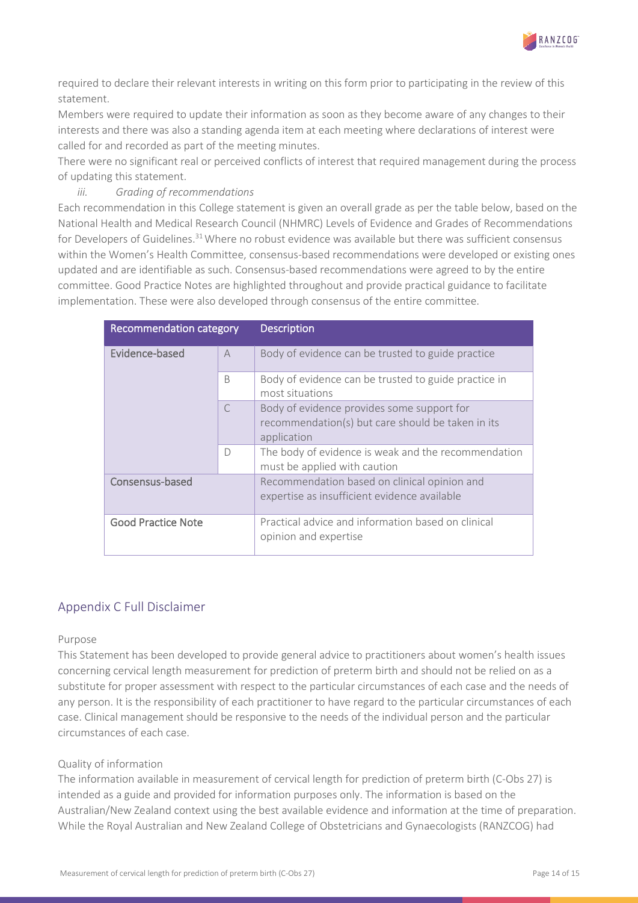required to declare their relevant interests in writing on this form prior to participating in the review of this statement.

Members were required to update their information as soon as they become aware of any changes to their interests and there was also a standing agenda item at each meeting where declarations of interest were called for and recorded as part of the meeting minutes.

There were no significant real or perceived conflicts of interest that required management during the process of updating this statement.

*iii. Grading of recommendations*

Each recommendation in this College statement is given an overall grade as per the table below, based on the National Health and Medical Research Council (NHMRC) Levels of Evidence and Grades of Recommendations for Developers of Guidelines.[31] Where no robust evidence was available but there was sufficient consensus within the Women's Health Committee, consensus-based recommendations were developed or existing ones updated and are identifiable as such. Consensus-based recommendations were agreed to by the entire committee. Good Practice Notes are highlighted throughout and provide practical guidance to facilitate implementation. These were also developed through consensus of the entire committee.

| Recommendation category | | Description |
|---|---|---|
| Evidence-based | A | Body of evidence can be trusted to guide practice |
| | B | Body of evidence can be trusted to guide practice in most situations |
| | C | Body of evidence provides some support for recommendation(s) but care should be taken in its application |
| | D | The body of evidence is weak and the recommendation must be applied with caution |
| Consensus-based | | Recommendation based on clinical opinion and expertise as insufficient evidence available |
| Good Practice Note | | Practical advice and information based on clinical opinion and expertise |

## Appendix C Full Disclaimer

### Purpose

This Statement has been developed to provide general advice to practitioners about women's health issues concerning cervical length measurement for prediction of preterm birth and should not be relied on as a substitute for proper assessment with respect to the particular circumstances of each case and the needs of any person. It is the responsibility of each practitioner to have regard to the particular circumstances of each case. Clinical management should be responsive to the needs of the individual person and the particular circumstances of each case.

### Quality of information

The information available in measurement of cervical length for prediction of preterm birth (C-Obs 27) is intended as a guide and provided for information purposes only. The information is based on the Australian/New Zealand context using the best available evidence and information at the time of preparation. While the Royal Australian and New Zealand College of Obstetricians and Gynaecologists (RANZCOG) had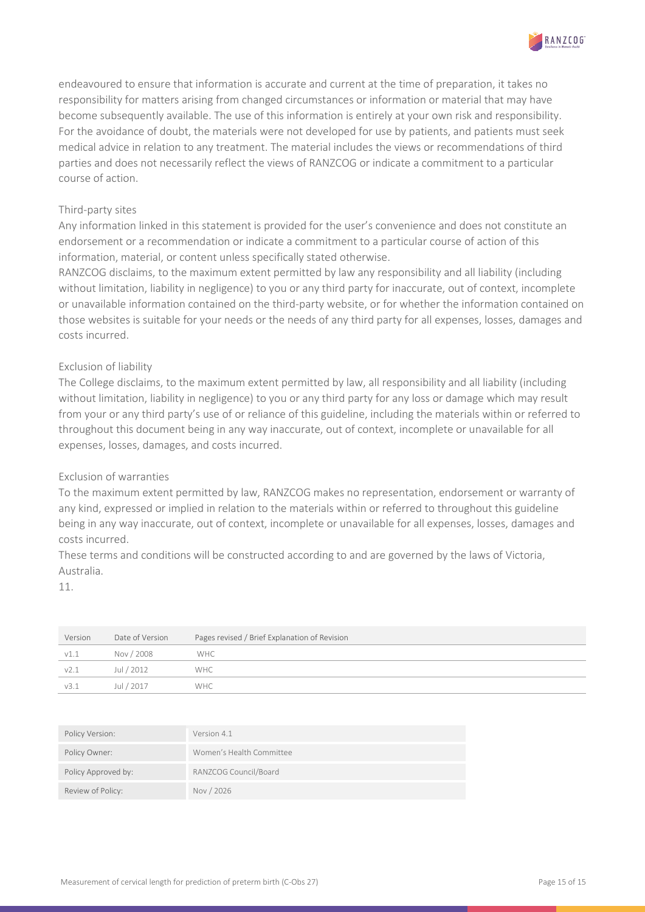endeavoured to ensure that information is accurate and current at the time of preparation, it takes no responsibility for matters arising from changed circumstances or information or material that may have become subsequently available. The use of this information is entirely at your own risk and responsibility. For the avoidance of doubt, the materials were not developed for use by patients, and patients must seek medical advice in relation to any treatment. The material includes the views or recommendations of third parties and does not necessarily reflect the views of RANZCOG or indicate a commitment to a particular course of action.

### Third-party sites

Any information linked in this statement is provided for the user's convenience and does not constitute an endorsement or a recommendation or indicate a commitment to a particular course of action of this information, material, or content unless specifically stated otherwise.

RANZCOG disclaims, to the maximum extent permitted by law any responsibility and all liability (including without limitation, liability in negligence) to you or any third party for inaccurate, out of context, incomplete or unavailable information contained on the third-party website, or for whether the information contained on those websites is suitable for your needs or the needs of any third party for all expenses, losses, damages and costs incurred.

### Exclusion of liability

The College disclaims, to the maximum extent permitted by law, all responsibility and all liability (including without limitation, liability in negligence) to you or any third party for any loss or damage which may result from your or any third party's use of or reliance of this guideline, including the materials within or referred to throughout this document being in any way inaccurate, out of context, incomplete or unavailable for all expenses, losses, damages, and costs incurred.

### Exclusion of warranties

To the maximum extent permitted by law, RANZCOG makes no representation, endorsement or warranty of any kind, expressed or implied in relation to the materials within or referred to throughout this guideline being in any way inaccurate, out of context, incomplete or unavailable for all expenses, losses, damages and costs incurred.

These terms and conditions will be constructed according to and are governed by the laws of Victoria, Australia.

11.

| Version | Date of Version | Pages revised / Brief Explanation of Revision |
|---|---|---|
| v1.1 | Nov / 2008 | WHC |
| v2.1 | Jul / 2012 | WHC |
| v3.1 | Jul / 2017 | WHC |

| | |
|---|---|
| Policy Version: | Version 4.1 |
| Policy Owner: | Women's Health Committee |
| Policy Approved by: | RANZCOG Council/Board |
| Review of Policy: | Nov / 2026 |